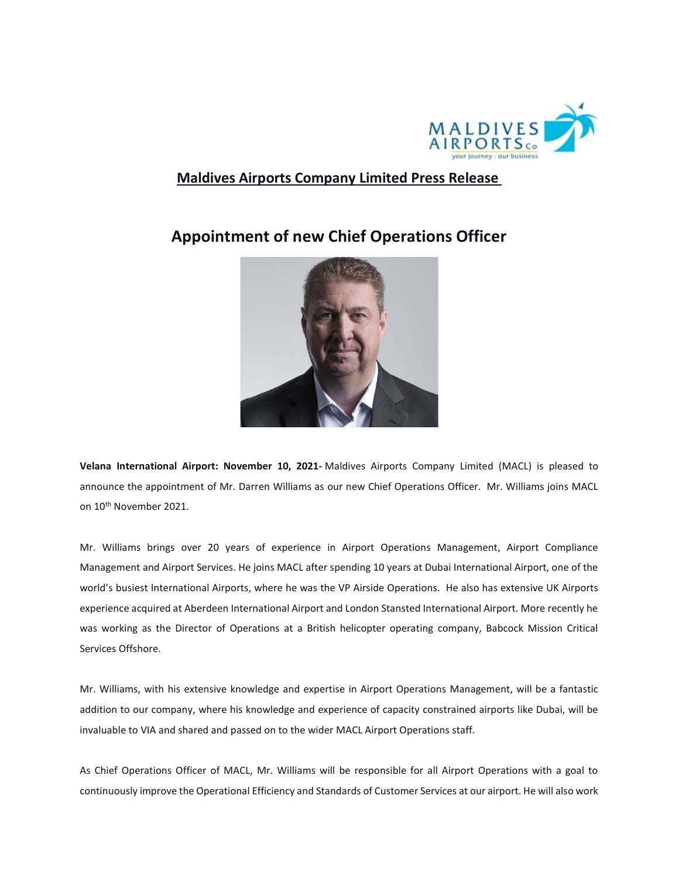## Maldives Airports Company Limited Press Release

# Appointment of new Chief Operations Officer

**Velana International Airport: November 10, 2021-** Maldives Airports Company Limited (MACL) is pleased to announce the appointment of Mr. Darren Williams as our new Chief Operations Officer. Mr. Williams joins MACL on 10th November 2021.

Mr. Williams brings over 20 years of experience in Airport Operations Management, Airport Compliance Management and Airport Services. He joins MACL after spending 10 years at Dubai International Airport, one of the world's busiest International Airports, where he was the VP Airside Operations. He also has extensive UK Airports experience acquired at Aberdeen International Airport and London Stansted International Airport. More recently he was working as the Director of Operations at a British helicopter operating company, Babcock Mission Critical Services Offshore.

Mr. Williams, with his extensive knowledge and expertise in Airport Operations Management, will be a fantastic addition to our company, where his knowledge and experience of capacity constrained airports like Dubai, will be invaluable to VIA and shared and passed on to the wider MACL Airport Operations staff.

As Chief Operations Officer of MACL, Mr. Williams will be responsible for all Airport Operations with a goal to continuously improve the Operational Efficiency and Standards of Customer Services at our airport. He will also work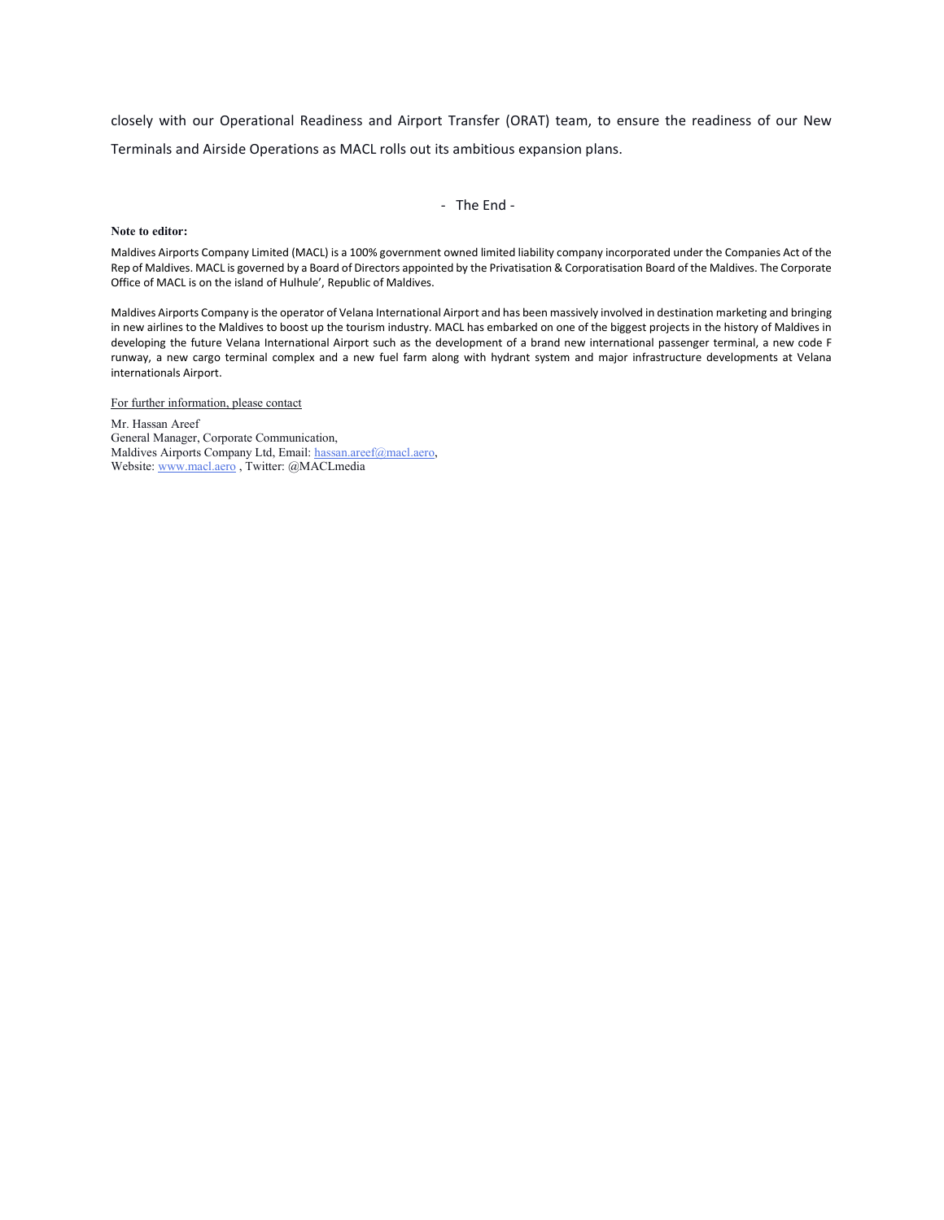closely with our Operational Readiness and Airport Transfer (ORAT) team, to ensure the readiness of our New Terminals and Airside Operations as MACL rolls out its ambitious expansion plans.

- The End -

**Note to editor:**

Maldives Airports Company Limited (MACL) is a 100% government owned limited liability company incorporated under the Companies Act of the Rep of Maldives. MACL is governed by a Board of Directors appointed by the Privatisation & Corporatisation Board of the Maldives. The Corporate Office of MACL is on the island of Hulhule', Republic of Maldives.

Maldives Airports Company is the operator of Velana International Airport and has been massively involved in destination marketing and bringing in new airlines to the Maldives to boost up the tourism industry. MACL has embarked on one of the biggest projects in the history of Maldives in developing the future Velana International Airport such as the development of a brand new international passenger terminal, a new code F runway, a new cargo terminal complex and a new fuel farm along with hydrant system and major infrastructure developments at Velana internationals Airport.

For further information, please contact

Mr. Hassan Areef
General Manager, Corporate Communication,
Maldives Airports Company Ltd, Email: hassan.areef@macl.aero,
Website: www.macl.aero , Twitter: @MACLmedia